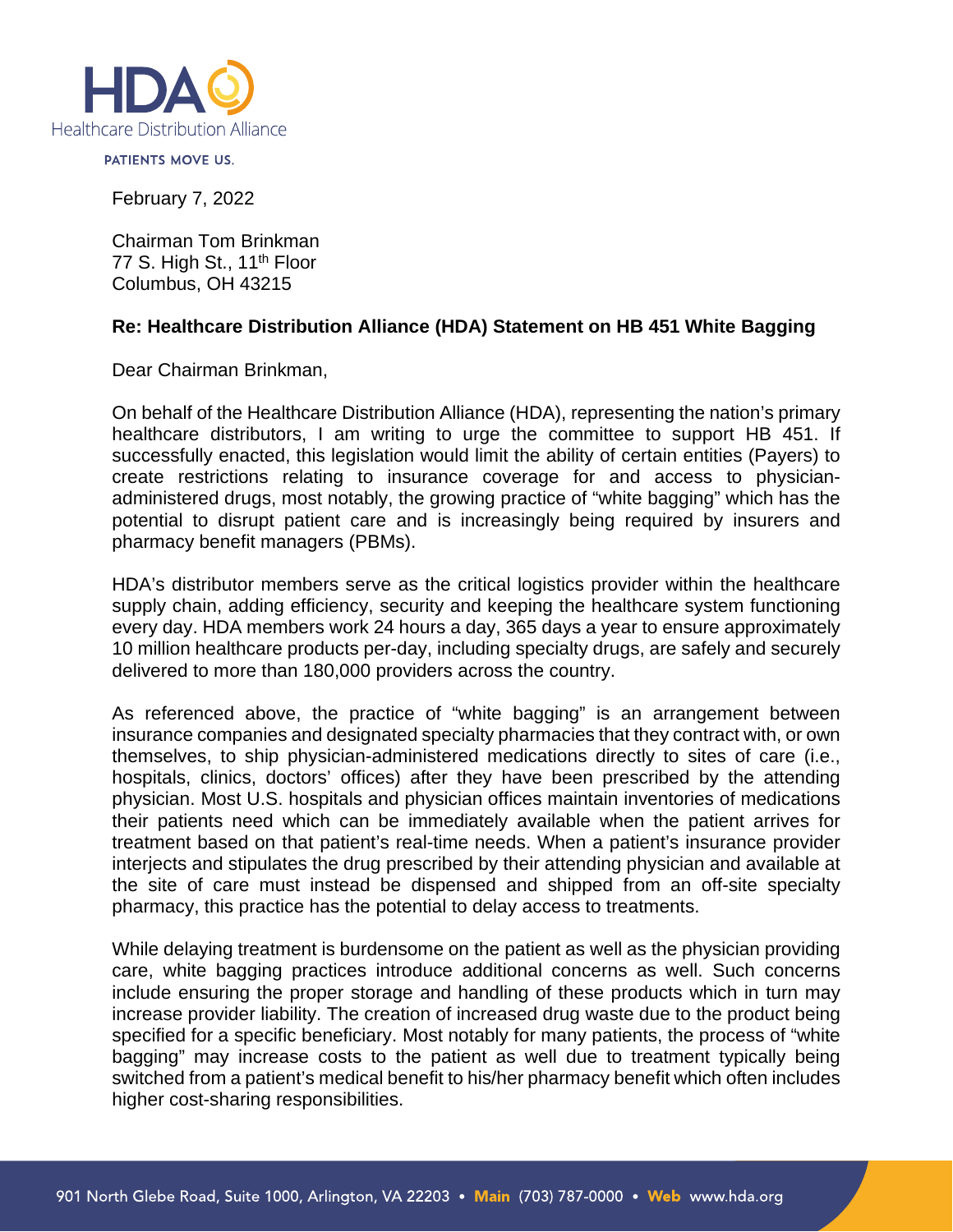Healthcare Distribution Alliance

PATIENTS MOVE US.

February 7, 2022

Chairman Tom Brinkman
77 S. High St., 11th Floor
Columbus, OH 43215

**Re: Healthcare Distribution Alliance (HDA) Statement on HB 451 White Bagging**

Dear Chairman Brinkman,

On behalf of the Healthcare Distribution Alliance (HDA), representing the nation's primary healthcare distributors, I am writing to urge the committee to support HB 451. If successfully enacted, this legislation would limit the ability of certain entities (Payers) to create restrictions relating to insurance coverage for and access to physician-administered drugs, most notably, the growing practice of "white bagging" which has the potential to disrupt patient care and is increasingly being required by insurers and pharmacy benefit managers (PBMs).

HDA's distributor members serve as the critical logistics provider within the healthcare supply chain, adding efficiency, security and keeping the healthcare system functioning every day. HDA members work 24 hours a day, 365 days a year to ensure approximately 10 million healthcare products per-day, including specialty drugs, are safely and securely delivered to more than 180,000 providers across the country.

As referenced above, the practice of "white bagging" is an arrangement between insurance companies and designated specialty pharmacies that they contract with, or own themselves, to ship physician-administered medications directly to sites of care (i.e., hospitals, clinics, doctors' offices) after they have been prescribed by the attending physician. Most U.S. hospitals and physician offices maintain inventories of medications their patients need which can be immediately available when the patient arrives for treatment based on that patient's real-time needs. When a patient's insurance provider interjects and stipulates the drug prescribed by their attending physician and available at the site of care must instead be dispensed and shipped from an off-site specialty pharmacy, this practice has the potential to delay access to treatments.

While delaying treatment is burdensome on the patient as well as the physician providing care, white bagging practices introduce additional concerns as well. Such concerns include ensuring the proper storage and handling of these products which in turn may increase provider liability. The creation of increased drug waste due to the product being specified for a specific beneficiary. Most notably for many patients, the process of "white bagging" may increase costs to the patient as well due to treatment typically being switched from a patient's medical benefit to his/her pharmacy benefit which often includes higher cost-sharing responsibilities.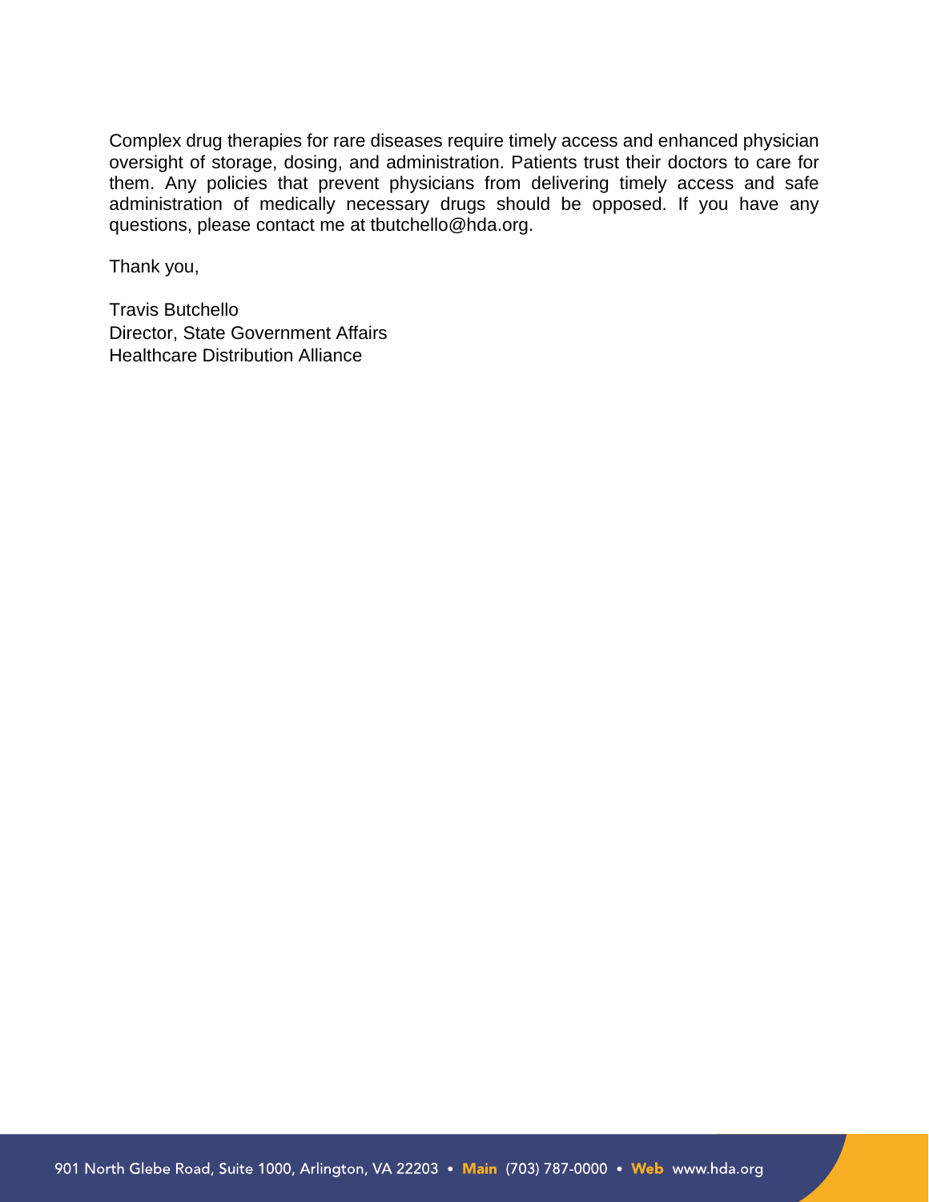Complex drug therapies for rare diseases require timely access and enhanced physician oversight of storage, dosing, and administration. Patients trust their doctors to care for them. Any policies that prevent physicians from delivering timely access and safe administration of medically necessary drugs should be opposed. If you have any questions, please contact me at tbutchello@hda.org.

Thank you,

Travis Butchello  
Director, State Government Affairs  
Healthcare Distribution Alliance